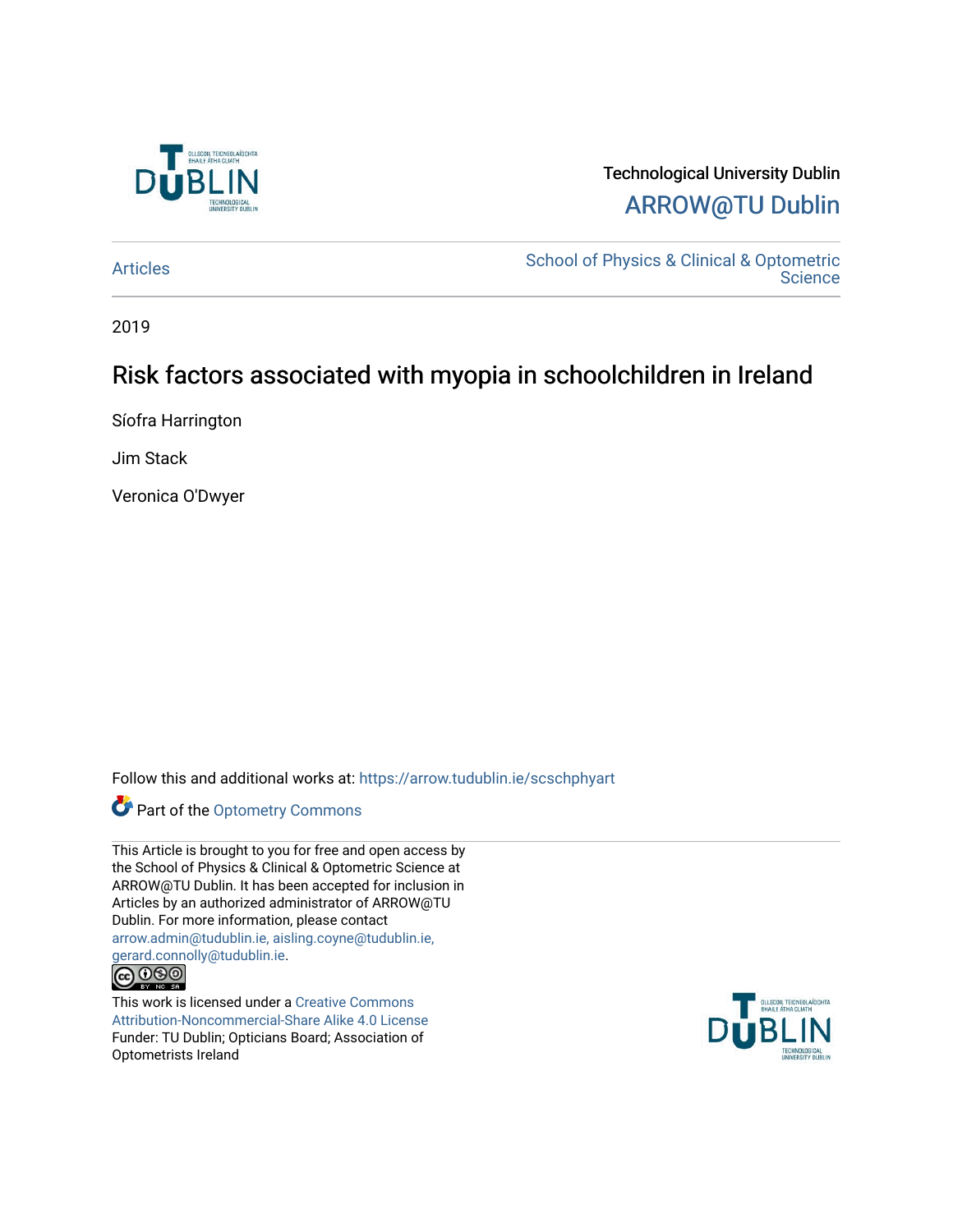Technological University Dublin

ARROW@TU Dublin

Articles

School of Physics & Clinical & Optometric Science

2019

# Risk factors associated with myopia in schoolchildren in Ireland

Síofra Harrington

Jim Stack

Veronica O'Dwyer

Follow this and additional works at: https://arrow.tudublin.ie/scschphyart

Part of the Optometry Commons

This Article is brought to you for free and open access by the School of Physics & Clinical & Optometric Science at ARROW@TU Dublin. It has been accepted for inclusion in Articles by an authorized administrator of ARROW@TU Dublin. For more information, please contact arrow.admin@tudublin.ie, aisling.coyne@tudublin.ie, gerard.connolly@tudublin.ie.

This work is licensed under a Creative Commons Attribution-Noncommercial-Share Alike 4.0 License

Funder: TU Dublin; Opticians Board; Association of Optometrists Ireland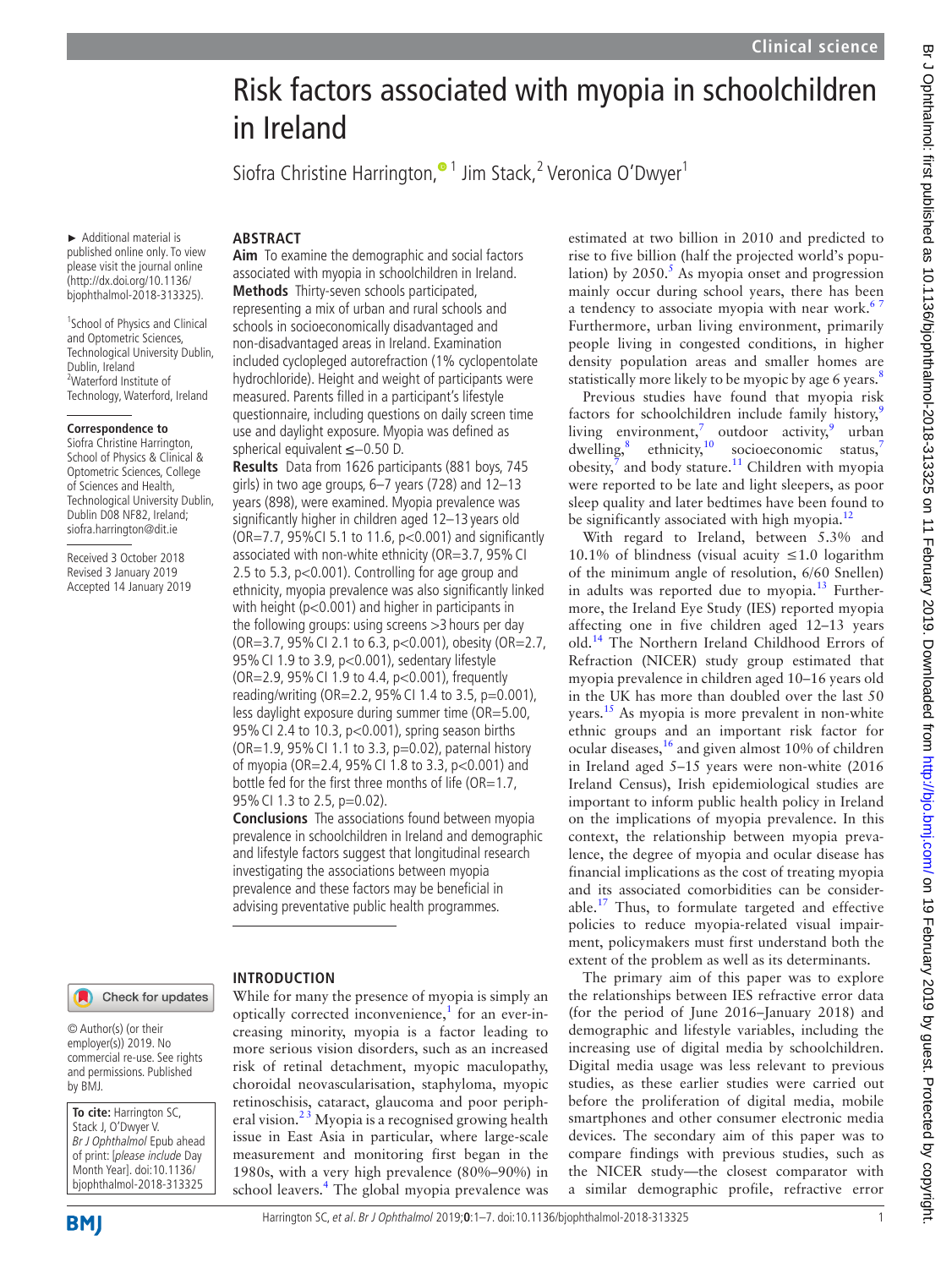# Risk factors associated with myopia in schoolchildren in Ireland

Siofra Christine Harrington,[1] Jim Stack,[2] Veronica O'Dwyer[1]

► Additional material is published online only. To view please visit the journal online (http://dx.doi.org/10.1136/bjophthalmol-2018-313325).

[1]School of Physics and Clinical and Optometric Sciences, Technological University Dublin, Dublin, Ireland
[2]Waterford Institute of Technology, Waterford, Ireland

**Correspondence to**
Siofra Christine Harrington, School of Physics & Clinical & Optometric Sciences, College of Sciences and Health, Technological University Dublin, Dublin D08 NF82, Ireland; siofra.harrington@dit.ie

Received 3 October 2018
Revised 3 January 2019
Accepted 14 January 2019

© Author(s) (or their employer(s)) 2019. No commercial re-use. See rights and permissions. Published by BMJ.

**To cite:** Harrington SC, Stack J, O'Dwyer V. *Br J Ophthalmol* Epub ahead of print: [*please include* Day Month Year]. doi:10.1136/bjophthalmol-2018-313325

## ABSTRACT

**Aim** To examine the demographic and social factors associated with myopia in schoolchildren in Ireland.

**Methods** Thirty-seven schools participated, representing a mix of urban and rural schools and schools in socioeconomically disadvantaged and non-disadvantaged areas in Ireland. Examination included cyclopleged autorefraction (1% cyclopentolate hydrochloride). Height and weight of participants were measured. Parents filled in a participant's lifestyle questionnaire, including questions on daily screen time use and daylight exposure. Myopia was defined as spherical equivalent ≤−0.50 D.

**Results** Data from 1626 participants (881 boys, 745 girls) in two age groups, 6–7 years (728) and 12–13 years (898), were examined. Myopia prevalence was significantly higher in children aged 12–13 years old (OR=7.7, 95%CI 5.1 to 11.6, p<0.001) and significantly associated with non-white ethnicity (OR=3.7, 95% CI 2.5 to 5.3, p<0.001). Controlling for age group and ethnicity, myopia prevalence was also significantly linked with height (p<0.001) and higher in participants in the following groups: using screens >3 hours per day (OR=3.7, 95% CI 2.1 to 6.3, p<0.001), obesity (OR=2.7, 95% CI 1.9 to 3.9, p<0.001), sedentary lifestyle (OR=2.9, 95% CI 1.9 to 4.4, p<0.001), frequently reading/writing (OR=2.2, 95% CI 1.4 to 3.5, p=0.001), less daylight exposure during summer time (OR=5.00, 95% CI 2.4 to 10.3, p<0.001), spring season births (OR=1.9, 95% CI 1.1 to 3.3, p=0.02), paternal history of myopia (OR=2.4, 95% CI 1.8 to 3.3, p<0.001) and bottle fed for the first three months of life (OR=1.7, 95% CI 1.3 to 2.5, p=0.02).

**Conclusions** The associations found between myopia prevalence in schoolchildren in Ireland and demographic and lifestyle factors suggest that longitudinal research investigating the associations between myopia prevalence and these factors may be beneficial in advising preventative public health programmes.

## INTRODUCTION

While for many the presence of myopia is simply an optically corrected inconvenience,[1] for an ever-increasing minority, myopia is a factor leading to more serious vision disorders, such as an increased risk of retinal detachment, myopic maculopathy, choroidal neovascularisation, staphyloma, myopic retinoschisis, cataract, glaucoma and poor peripheral vision.[2,3] Myopia is a recognised growing health issue in East Asia in particular, where large-scale measurement and monitoring first began in the 1980s, with a very high prevalence (80%–90%) in school leavers.[4] The global myopia prevalence was estimated at two billion in 2010 and predicted to rise to five billion (half the projected world's population) by 2050.[5] As myopia onset and progression mainly occur during school years, there has been a tendency to associate myopia with near work.[6,7] Furthermore, urban living environment, primarily people living in congested conditions, in higher density population areas and smaller homes are statistically more likely to be myopic by age 6 years.[8]

Previous studies have found that myopia risk factors for schoolchildren include family history,[9] living environment,[7] outdoor activity,[9] urban dwelling,[8] ethnicity,[10] socioeconomic status,[7] obesity,[7] and body stature.[11] Children with myopia were reported to be late and light sleepers, as poor sleep quality and later bedtimes have been found to be significantly associated with high myopia.[12]

With regard to Ireland, between 5.3% and 10.1% of blindness (visual acuity ≤1.0 logarithm of the minimum angle of resolution, 6/60 Snellen) in adults was reported due to myopia.[13] Furthermore, the Ireland Eye Study (IES) reported myopia affecting one in five children aged 12–13 years old.[14] The Northern Ireland Childhood Errors of Refraction (NICER) study group estimated that myopia prevalence in children aged 10–16 years old in the UK has more than doubled over the last 50 years.[15] As myopia is more prevalent in non-white ethnic groups and an important risk factor for ocular diseases,[16] and given almost 10% of children in Ireland aged 5–15 years were non-white (2016 Ireland Census), Irish epidemiological studies are important to inform public health policy in Ireland on the implications of myopia prevalence. In this context, the relationship between myopia prevalence, the degree of myopia and ocular disease has financial implications as the cost of treating myopia and its associated comorbidities can be considerable.[17] Thus, to formulate targeted and effective policies to reduce myopia-related visual impairment, policymakers must first understand both the extent of the problem as well as its determinants.

The primary aim of this paper was to explore the relationships between IES refractive error data (for the period of June 2016–January 2018) and demographic and lifestyle variables, including the increasing use of digital media by schoolchildren. Digital media usage was less relevant to previous studies, as these earlier studies were carried out before the proliferation of digital media, mobile smartphones and other consumer electronic media devices. The secondary aim of this paper was to compare findings with previous studies, such as the NICER study—the closest comparator with a similar demographic profile, refractive error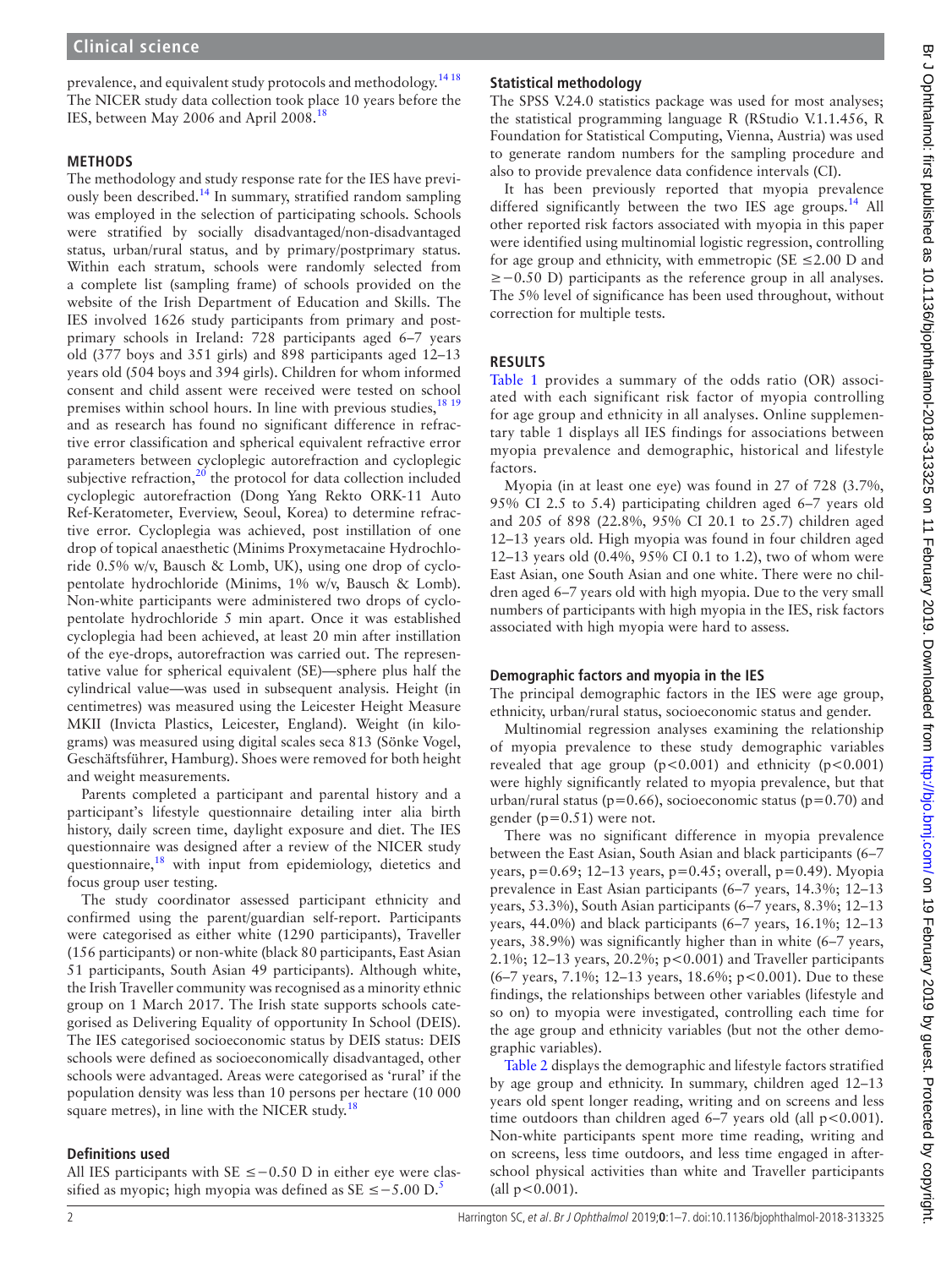prevalence, and equivalent study protocols and methodology.[14,18] The NICER study data collection took place 10 years before the IES, between May 2006 and April 2008.[18]

## METHODS

The methodology and study response rate for the IES have previously been described.[14] In summary, stratified random sampling was employed in the selection of participating schools. Schools were stratified by socially disadvantaged/non-disadvantaged status, urban/rural status, and by primary/postprimary status. Within each stratum, schools were randomly selected from a complete list (sampling frame) of schools provided on the website of the Irish Department of Education and Skills. The IES involved 1626 study participants from primary and postprimary schools in Ireland: 728 participants aged 6–7 years old (377 boys and 351 girls) and 898 participants aged 12–13 years old (504 boys and 394 girls). Children for whom informed consent and child assent were received were tested on school premises within school hours. In line with previous studies,[18,19] and as research has found no significant difference in refractive error classification and spherical equivalent refractive error parameters between cycloplegic autorefraction and cycloplegic subjective refraction,[20] the protocol for data collection included cycloplegic autorefraction (Dong Yang Rekto ORK-11 Auto Ref-Keratometer, Everview, Seoul, Korea) to determine refractive error. Cycloplegia was achieved, post instillation of one drop of topical anaesthetic (Minims Proxymetacaine Hydrochloride 0.5% w/v, Bausch & Lomb, UK), using one drop of cyclopentolate hydrochloride (Minims, 1% w/v, Bausch & Lomb). Non-white participants were administered two drops of cyclopentolate hydrochloride 5 min apart. Once it was established cycloplegia had been achieved, at least 20 min after instillation of the eye-drops, autorefraction was carried out. The representative value for spherical equivalent (SE)—sphere plus half the cylindrical value—was used in subsequent analysis. Height (in centimetres) was measured using the Leicester Height Measure MKII (Invicta Plastics, Leicester, England). Weight (in kilograms) was measured using digital scales seca 813 (Sönke Vogel, Geschäftsführer, Hamburg). Shoes were removed for both height and weight measurements.

Parents completed a participant and parental history and a participant's lifestyle questionnaire detailing inter alia birth history, daily screen time, daylight exposure and diet. The IES questionnaire was designed after a review of the NICER study questionnaire,[18] with input from epidemiology, dietetics and focus group user testing.

The study coordinator assessed participant ethnicity and confirmed using the parent/guardian self-report. Participants were categorised as either white (1290 participants), Traveller (156 participants) or non-white (black 80 participants, East Asian 51 participants, South Asian 49 participants). Although white, the Irish Traveller community was recognised as a minority ethnic group on 1 March 2017. The Irish state supports schools categorised as Delivering Equality of opportunity In School (DEIS). The IES categorised socioeconomic status by DEIS status: DEIS schools were defined as socioeconomically disadvantaged, other schools were advantaged. Areas were categorised as 'rural' if the population density was less than 10 persons per hectare (10 000 square metres), in line with the NICER study.[18]

### Definitions used

All IES participants with SE ≤−0.50 D in either eye were classified as myopic; high myopia was defined as SE ≤−5.00 D.[5]

### Statistical methodology

The SPSS V.24.0 statistics package was used for most analyses; the statistical programming language R (RStudio V.1.1.456, R Foundation for Statistical Computing, Vienna, Austria) was used to generate random numbers for the sampling procedure and also to provide prevalence data confidence intervals (CI).

It has been previously reported that myopia prevalence differed significantly between the two IES age groups.[14] All other reported risk factors associated with myopia in this paper were identified using multinomial logistic regression, controlling for age group and ethnicity, with emmetropic (SE ≤2.00 D and ≥−0.50 D) participants as the reference group in all analyses. The 5% level of significance has been used throughout, without correction for multiple tests.

## RESULTS

Table 1 provides a summary of the odds ratio (OR) associated with each significant risk factor of myopia controlling for age group and ethnicity in all analyses. Online supplementary table 1 displays all IES findings for associations between myopia prevalence and demographic, historical and lifestyle factors.

Myopia (in at least one eye) was found in 27 of 728 (3.7%, 95% CI 2.5 to 5.4) participating children aged 6–7 years old and 205 of 898 (22.8%, 95% CI 20.1 to 25.7) children aged 12–13 years old. High myopia was found in four children aged 12–13 years old (0.4%, 95% CI 0.1 to 1.2), two of whom were East Asian, one South Asian and one white. There were no children aged 6–7 years old with high myopia. Due to the very small numbers of participants with high myopia in the IES, risk factors associated with high myopia were hard to assess.

### Demographic factors and myopia in the IES

The principal demographic factors in the IES were age group, ethnicity, urban/rural status, socioeconomic status and gender.

Multinomial regression analyses examining the relationship of myopia prevalence to these study demographic variables revealed that age group ($p<0.001$) and ethnicity ($p<0.001$) were highly significantly related to myopia prevalence, but that urban/rural status ($p=0.66$), socioeconomic status ($p=0.70$) and gender ($p=0.51$) were not.

There was no significant difference in myopia prevalence between the East Asian, South Asian and black participants (6–7 years, $p=0.69$; 12–13 years, $p=0.45$; overall, $p=0.49$). Myopia prevalence in East Asian participants (6–7 years, 14.3%; 12–13 years, 53.3%), South Asian participants (6–7 years, 8.3%; 12–13 years, 44.0%) and black participants (6–7 years, 16.1%; 12–13 years, 38.9%) was significantly higher than in white (6–7 years, 2.1%; 12–13 years, 20.2%; $p<0.001$) and Traveller participants (6–7 years, 7.1%; 12–13 years, 18.6%; $p<0.001$). Due to these findings, the relationships between other variables (lifestyle and so on) to myopia were investigated, controlling each time for the age group and ethnicity variables (but not the other demographic variables).

Table 2 displays the demographic and lifestyle factors stratified by age group and ethnicity. In summary, children aged 12–13 years old spent longer reading, writing and on screens and less time outdoors than children aged 6–7 years old (all $p<0.001$). Non-white participants spent more time reading, writing and on screens, less time outdoors, and less time engaged in afterschool physical activities than white and Traveller participants (all $p<0.001$).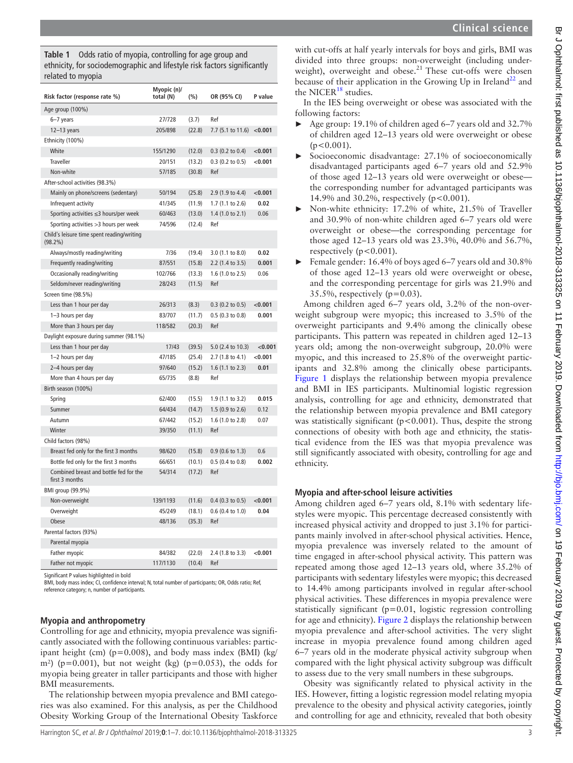**Table 1** Odds ratio of myopia, controlling for age group and ethnicity, for sociodemographic and lifestyle risk factors significantly related to myopia

| Risk factor (response rate %) | Myopic (n)/ total (N) | (%) | OR (95% CI) | P value |
|---|---|---|---|---|
| Age group (100%) | | | | |
| 6–7 years | 27/728 | (3.7) | Ref | |
| 12–13 years | 205/898 | (22.8) | 7.7 (5.1 to 11.6) | **<0.001** |
| Ethnicity (100%) | | | | |
| White | 155/1290 | (12.0) | 0.3 (0.2 to 0.4) | **<0.001** |
| Traveller | 20/151 | (13.2) | 0.3 (0.2 to 0.5) | **<0.001** |
| Non-white | 57/185 | (30.8) | Ref | |
| After-school activities (98.3%) | | | | |
| Mainly on phone/screens (sedentary) | 50/194 | (25.8) | 2.9 (1.9 to 4.4) | **<0.001** |
| Infrequent activity | 41/345 | (11.9) | 1.7 (1.1 to 2.6) | **0.02** |
| Sporting activities ≤3 hours/per week | 60/463 | (13.0) | 1.4 (1.0 to 2.1) | 0.06 |
| Sporting activities >3 hours per week | 74/596 | (12.4) | Ref | |
| Child's leisure time spent reading/writing (98.2%) | | | | |
| Always/mostly reading/writing | 7/36 | (19.4) | 3.0 (1.1 to 8.0) | **0.02** |
| Frequently reading/writing | 87/551 | (15.8) | 2.2 (1.4 to 3.5) | **0.001** |
| Occasionally reading/writing | 102/766 | (13.3) | 1.6 (1.0 to 2.5) | 0.06 |
| Seldom/never reading/writing | 28/243 | (11.5) | Ref | |
| Screen time (98.5%) | | | | |
| Less than 1 hour per day | 26/313 | (8.3) | 0.3 (0.2 to 0.5) | **<0.001** |
| 1–3 hours per day | 83/707 | (11.7) | 0.5 (0.3 to 0.8) | **0.001** |
| More than 3 hours per day | 118/582 | (20.3) | Ref | |
| Daylight exposure during summer (98.1%) | | | | |
| Less than 1 hour per day | 17/43 | (39.5) | 5.0 (2.4 to 10.3) | **<0.001** |
| 1–2 hours per day | 47/185 | (25.4) | 2.7 (1.8 to 4.1) | **<0.001** |
| 2–4 hours per day | 97/640 | (15.2) | 1.6 (1.1 to 2.3) | **0.01** |
| More than 4 hours per day | 65/735 | (8.8) | Ref | |
| Birth season (100%) | | | | |
| Spring | 62/400 | (15.5) | 1.9 (1.1 to 3.2) | **0.015** |
| Summer | 64/434 | (14.7) | 1.5 (0.9 to 2.6) | 0.12 |
| Autumn | 67/442 | (15.2) | 1.6 (1.0 to 2.8) | 0.07 |
| Winter | 39/350 | (11.1) | Ref | |
| Child factors (98%) | | | | |
| Breast fed only for the first 3 months | 98/620 | (15.8) | 0.9 (0.6 to 1.3) | 0.6 |
| Bottle fed only for the first 3 months | 66/651 | (10.1) | 0.5 (0.4 to 0.8) | **0.002** |
| Combined breast and bottle fed for the first 3 months | 54/314 | (17.2) | Ref | |
| BMI group (99.9%) | | | | |
| Non-overweight | 139/1193 | (11.6) | 0.4 (0.3 to 0.5) | **<0.001** |
| Overweight | 45/249 | (18.1) | 0.6 (0.4 to 1.0) | **0.04** |
| Obese | 48/136 | (35.3) | Ref | |
| Parental factors (93%) | | | | |
| Parental myopia | | | | |
| Father myopic | 84/382 | (22.0) | 2.4 (1.8 to 3.3) | **<0.001** |
| Father not myopic | 117/1130 | (10.4) | Ref | |

Significant P values highlighted in bold

BMI, body mass index; CI, confidence interval; N, total number of participants; OR, Odds ratio; Ref, reference category; n, number of participants.

## Myopia and anthropometry

Controlling for age and ethnicity, myopia prevalence was significantly associated with the following continuous variables: participant height (cm) ($p=0.008$), and body mass index (BMI) (kg/m²) ($p=0.001$), but not weight (kg) ($p=0.053$), the odds for myopia being greater in taller participants and those with higher BMI measurements.

The relationship between myopia prevalence and BMI categories was also examined. For this analysis, as per the Childhood Obesity Working Group of the International Obesity Taskforce with cut-offs at half yearly intervals for boys and girls, BMI was divided into three groups: non-overweight (including underweight), overweight and obese.[21] These cut-offs were chosen because of their application in the Growing Up in Ireland[22] and the NICER[18] studies.

In the IES being overweight or obese was associated with the following factors:

- Age group: 19.1% of children aged 6–7 years old and 32.7% of children aged 12–13 years old were overweight or obese ($p<0.001$).
- Socioeconomic disadvantage: 27.1% of socioeconomically disadvantaged participants aged 6–7 years old and 52.9% of those aged 12–13 years old were overweight or obese—the corresponding number for advantaged participants was 14.9% and 30.2%, respectively ($p<0.001$).
- Non-white ethnicity: 17.2% of white, 21.5% of Traveller and 30.9% of non-white children aged 6–7 years old were overweight or obese—the corresponding percentage for those aged 12–13 years old was 23.3%, 40.0% and 56.7%, respectively ($p<0.001$).
- Female gender: 16.4% of boys aged 6–7 years old and 30.8% of those aged 12–13 years old were overweight or obese, and the corresponding percentage for girls was 21.9% and 35.5%, respectively ($p=0.03$).

Among children aged 6–7 years old, 3.2% of the non-overweight subgroup were myopic; this increased to 3.5% of the overweight participants and 9.4% among the clinically obese participants. This pattern was repeated in children aged 12–13 years old; among the non-overweight subgroup, 20.0% were myopic, and this increased to 25.8% of the overweight participants and 32.8% among the clinically obese participants. Figure 1 displays the relationship between myopia prevalence and BMI in IES participants. Multinomial logistic regression analysis, controlling for age and ethnicity, demonstrated that the relationship between myopia prevalence and BMI category was statistically significant ($p<0.001$). Thus, despite the strong connections of obesity with both age and ethnicity, the statistical evidence from the IES was that myopia prevalence was still significantly associated with obesity, controlling for age and ethnicity.

## Myopia and after-school leisure activities

Among children aged 6–7 years old, 8.1% with sedentary lifestyles were myopic. This percentage decreased consistently with increased physical activity and dropped to just 3.1% for participants mainly involved in after-school physical activities. Hence, myopia prevalence was inversely related to the amount of time engaged in after-school physical activity. This pattern was repeated among those aged 12–13 years old, where 35.2% of participants with sedentary lifestyles were myopic; this decreased to 14.4% among participants involved in regular after-school physical activities. These differences in myopia prevalence were statistically significant ($p=0.01$, logistic regression controlling for age and ethnicity). Figure 2 displays the relationship between myopia prevalence and after-school activities. The very slight increase in myopia prevalence found among children aged 6–7 years old in the moderate physical activity subgroup when compared with the light physical activity subgroup was difficult to assess due to the very small numbers in these subgroups.

Obesity was significantly related to physical activity in the IES. However, fitting a logistic regression model relating myopia prevalence to the obesity and physical activity categories, jointly and controlling for age and ethnicity, revealed that both obesity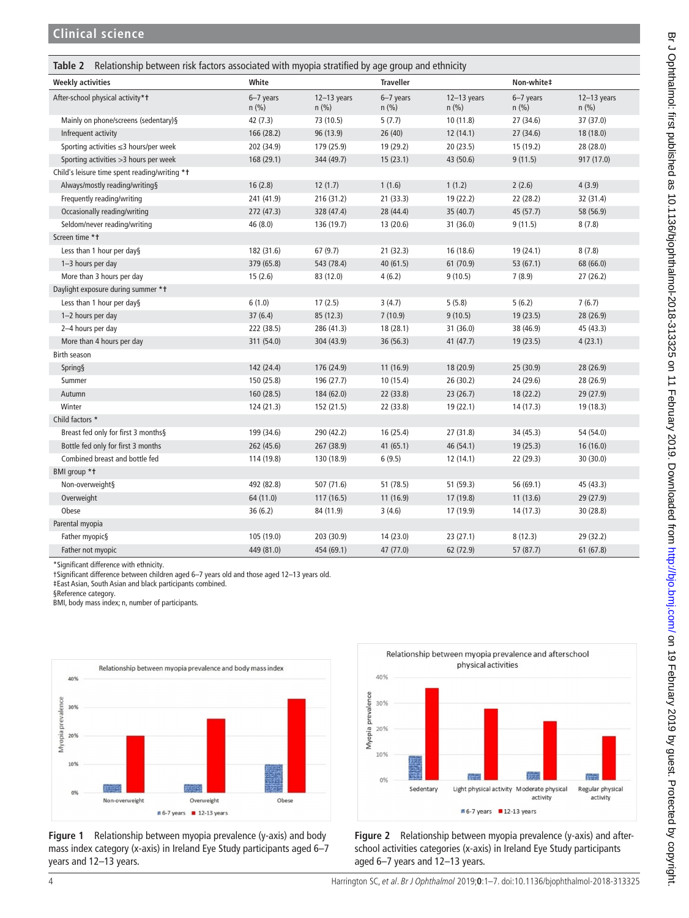**Table 2** Relationship between risk factors associated with myopia stratified by age group and ethnicity

| Weekly activities | White | | Traveller | | Non-white‡ | |
|---|---|---|---|---|---|---|
| After-school physical activity*† | 6–7 years n (%) | 12–13 years n (%) | 6–7 years n (%) | 12–13 years n (%) | 6–7 years n (%) | 12–13 years n (%) |
| Mainly on phone/screens (sedentary)§ | 42 (7.3) | 73 (10.5) | 5 (7.7) | 10 (11.8) | 27 (34.6) | 37 (37.0) |
| Infrequent activity | 166 (28.2) | 96 (13.9) | 26 (40) | 12 (14.1) | 27 (34.6) | 18 (18.0) |
| Sporting activities ≤3 hours/per week | 202 (34.9) | 179 (25.9) | 19 (29.2) | 20 (23.5) | 15 (19.2) | 28 (28.0) |
| Sporting activities >3 hours per week | 168 (29.1) | 344 (49.7) | 15 (23.1) | 43 (50.6) | 9 (11.5) | 917 (17.0) |
| Child's leisure time spent reading/writing *† | | | | | | |
| Always/mostly reading/writing§ | 16 (2.8) | 12 (1.7) | 1 (1.6) | 1 (1.2) | 2 (2.6) | 4 (3.9) |
| Frequently reading/writing | 241 (41.9) | 216 (31.2) | 21 (33.3) | 19 (22.2) | 22 (28.2) | 32 (31.4) |
| Occasionally reading/writing | 272 (47.3) | 328 (47.4) | 28 (44.4) | 35 (40.7) | 45 (57.7) | 58 (56.9) |
| Seldom/never reading/writing | 46 (8.0) | 136 (19.7) | 13 (20.6) | 31 (36.0) | 9 (11.5) | 8 (7.8) |
| Screen time *† | | | | | | |
| Less than 1 hour per day§ | 182 (31.6) | 67 (9.7) | 21 (32.3) | 16 (18.6) | 19 (24.1) | 8 (7.8) |
| 1–3 hours per day | 379 (65.8) | 543 (78.4) | 40 (61.5) | 61 (70.9) | 53 (67.1) | 68 (66.0) |
| More than 3 hours per day | 15 (2.6) | 83 (12.0) | 4 (6.2) | 9 (10.5) | 7 (8.9) | 27 (26.2) |
| Daylight exposure during summer *† | | | | | | |
| Less than 1 hour per day§ | 6 (1.0) | 17 (2.5) | 3 (4.7) | 5 (5.8) | 5 (6.2) | 7 (6.7) |
| 1–2 hours per day | 37 (6.4) | 85 (12.3) | 7 (10.9) | 9 (10.5) | 19 (23.5) | 28 (26.9) |
| 2–4 hours per day | 222 (38.5) | 286 (41.3) | 18 (28.1) | 31 (36.0) | 38 (46.9) | 45 (43.3) |
| More than 4 hours per day | 311 (54.0) | 304 (43.9) | 36 (56.3) | 41 (47.7) | 19 (23.5) | 4 (23.1) |
| Birth season | | | | | | |
| Spring§ | 142 (24.4) | 176 (24.9) | 11 (16.9) | 18 (20.9) | 25 (30.9) | 28 (26.9) |
| Summer | 150 (25.8) | 196 (27.7) | 10 (15.4) | 26 (30.2) | 24 (29.6) | 28 (26.9) |
| Autumn | 160 (28.5) | 184 (62.0) | 22 (33.8) | 23 (26.7) | 18 (22.2) | 29 (27.9) |
| Winter | 124 (21.3) | 152 (21.5) | 22 (33.8) | 19 (22.1) | 14 (17.3) | 19 (18.3) |
| Child factors * | | | | | | |
| Breast fed only for first 3 months§ | 199 (34.6) | 290 (42.2) | 16 (25.4) | 27 (31.8) | 34 (45.3) | 54 (54.0) |
| Bottle fed only for first 3 months | 262 (45.6) | 267 (38.9) | 41 (65.1) | 46 (54.1) | 19 (25.3) | 16 (16.0) |
| Combined breast and bottle fed | 114 (19.8) | 130 (18.9) | 6 (9.5) | 12 (14.1) | 22 (29.3) | 30 (30.0) |
| BMI group *† | | | | | | |
| Non-overweight§ | 492 (82.8) | 507 (71.6) | 51 (78.5) | 51 (59.3) | 56 (69.1) | 45 (43.3) |
| Overweight | 64 (11.0) | 117 (16.5) | 11 (16.9) | 17 (19.8) | 11 (13.6) | 29 (27.9) |
| Obese | 36 (6.2) | 84 (11.9) | 3 (4.6) | 17 (19.9) | 14 (17.3) | 30 (28.8) |
| Parental myopia | | | | | | |
| Father myopic§ | 105 (19.0) | 203 (30.9) | 14 (23.0) | 23 (27.1) | 8 (12.3) | 29 (32.2) |
| Father not myopic | 449 (81.0) | 454 (69.1) | 47 (77.0) | 62 (72.9) | 57 (87.7) | 61 (67.8) |

*Significant difference with ethnicity.
†Significant difference between children aged 6–7 years old and those aged 12–13 years old.
‡East Asian, South Asian and black participants combined.
§Reference category.
BMI, body mass index; n, number of participants.

**Figure 1** Relationship between myopia prevalence (y-axis) and body mass index category (x-axis) in Ireland Eye Study participants aged 6–7 years and 12–13 years.

**Figure 2** Relationship between myopia prevalence (y-axis) and after-school activities categories (x-axis) in Ireland Eye Study participants aged 6–7 years and 12–13 years.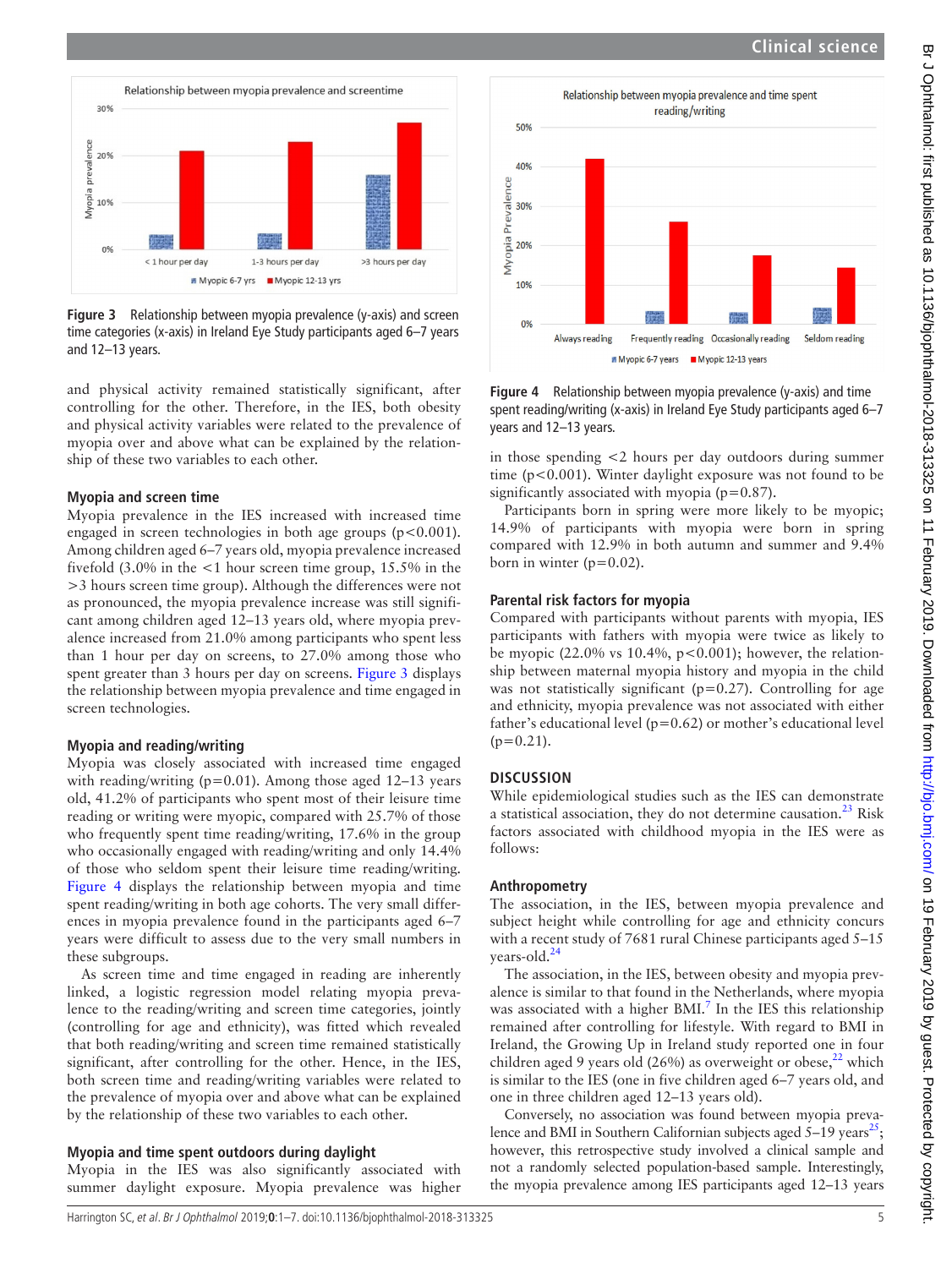Figure 3 Relationship between myopia prevalence (y-axis) and screen time categories (x-axis) in Ireland Eye Study participants aged 6–7 years and 12–13 years.

and physical activity remained statistically significant, after controlling for the other. Therefore, in the IES, both obesity and physical activity variables were related to the prevalence of myopia over and above what can be explained by the relationship of these two variables to each other.

### Myopia and screen time

Myopia prevalence in the IES increased with increased time engaged in screen technologies in both age groups (p<0.001). Among children aged 6–7 years old, myopia prevalence increased fivefold (3.0% in the <1 hour screen time group, 15.5% in the >3 hours screen time group). Although the differences were not as pronounced, the myopia prevalence increase was still significant among children aged 12–13 years old, where myopia prevalence increased from 21.0% among participants who spent less than 1 hour per day on screens, to 27.0% among those who spent greater than 3 hours per day on screens. Figure 3 displays the relationship between myopia prevalence and time engaged in screen technologies.

### Myopia and reading/writing

Myopia was closely associated with increased time engaged with reading/writing (p=0.01). Among those aged 12–13 years old, 41.2% of participants who spent most of their leisure time reading or writing were myopic, compared with 25.7% of those who frequently spent time reading/writing, 17.6% in the group who occasionally engaged with reading/writing and only 14.4% of those who seldom spent their leisure time reading/writing. Figure 4 displays the relationship between myopia and time spent reading/writing in both age cohorts. The very small differences in myopia prevalence found in the participants aged 6–7 years were difficult to assess due to the very small numbers in these subgroups.

As screen time and time engaged in reading are inherently linked, a logistic regression model relating myopia prevalence to the reading/writing and screen time categories, jointly (controlling for age and ethnicity), was fitted which revealed that both reading/writing and screen time remained statistically significant, after controlling for the other. Hence, in the IES, both screen time and reading/writing variables were related to the prevalence of myopia over and above what can be explained by the relationship of these two variables to each other.

### Myopia and time spent outdoors during daylight

Myopia in the IES was also significantly associated with summer daylight exposure. Myopia prevalence was higher in those spending <2 hours per day outdoors during summer time (p<0.001). Winter daylight exposure was not found to be significantly associated with myopia (p=0.87).

Participants born in spring were more likely to be myopic; 14.9% of participants with myopia were born in spring compared with 12.9% in both autumn and summer and 9.4% born in winter (p=0.02).

Figure 4 Relationship between myopia prevalence (y-axis) and time spent reading/writing (x-axis) in Ireland Eye Study participants aged 6–7 years and 12–13 years.

### Parental risk factors for myopia

Compared with participants without parents with myopia, IES participants with fathers with myopia were twice as likely to be myopic (22.0% vs 10.4%, p<0.001); however, the relationship between maternal myopia history and myopia in the child was not statistically significant (p=0.27). Controlling for age and ethnicity, myopia prevalence was not associated with either father's educational level (p=0.62) or mother's educational level (p=0.21).

## DISCUSSION

While epidemiological studies such as the IES can demonstrate a statistical association, they do not determine causation.[23] Risk factors associated with childhood myopia in the IES were as follows:

### Anthropometry

The association, in the IES, between myopia prevalence and subject height while controlling for age and ethnicity concurs with a recent study of 7681 rural Chinese participants aged 5–15 years-old.[24]

The association, in the IES, between obesity and myopia prevalence is similar to that found in the Netherlands, where myopia was associated with a higher BMI.[7] In the IES this relationship remained after controlling for lifestyle. With regard to BMI in Ireland, the Growing Up in Ireland study reported one in four children aged 9 years old (26%) as overweight or obese,[22] which is similar to the IES (one in five children aged 6–7 years old, and one in three children aged 12–13 years old).

Conversely, no association was found between myopia prevalence and BMI in Southern Californian subjects aged 5–19 years[25]; however, this retrospective study involved a clinical sample and not a randomly selected population-based sample. Interestingly, the myopia prevalence among IES participants aged 12–13 years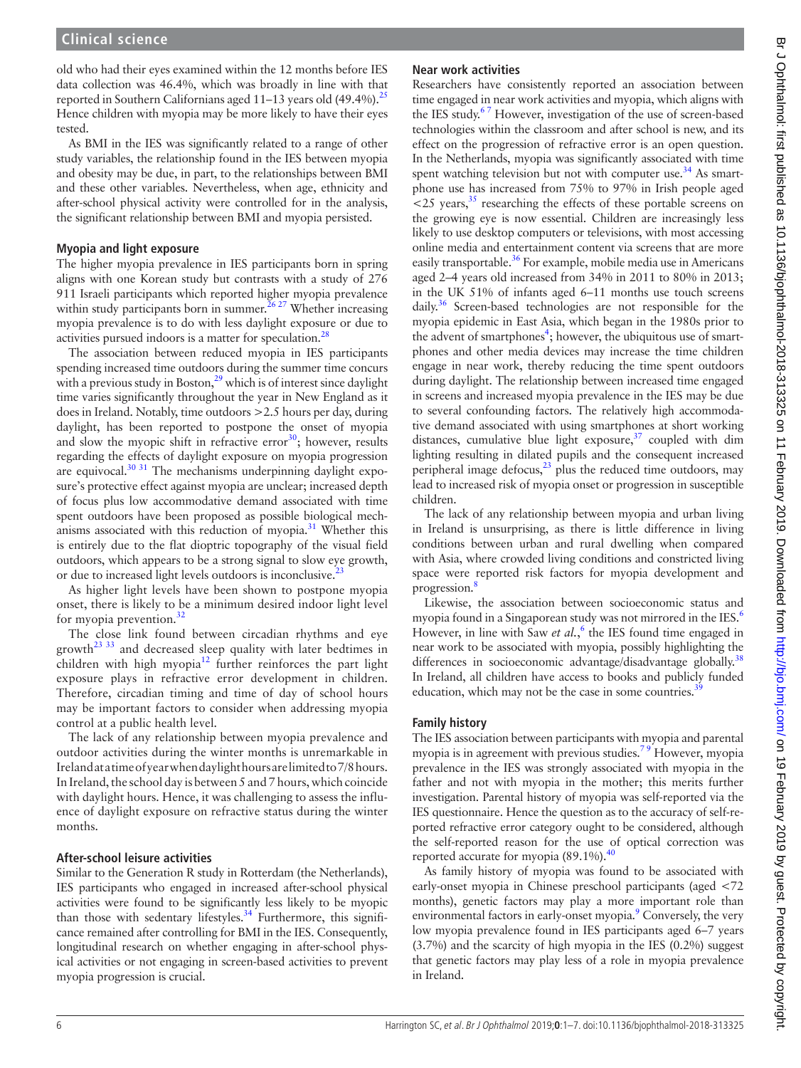old who had their eyes examined within the 12 months before IES data collection was 46.4%, which was broadly in line with that reported in Southern Californians aged 11–13 years old (49.4%).[25] Hence children with myopia may be more likely to have their eyes tested.

As BMI in the IES was significantly related to a range of other study variables, the relationship found in the IES between myopia and obesity may be due, in part, to the relationships between BMI and these other variables. Nevertheless, when age, ethnicity and after-school physical activity were controlled for in the analysis, the significant relationship between BMI and myopia persisted.

### Myopia and light exposure

The higher myopia prevalence in IES participants born in spring aligns with one Korean study but contrasts with a study of 276 911 Israeli participants which reported higher myopia prevalence within study participants born in summer.[26 27] Whether increasing myopia prevalence is to do with less daylight exposure or due to activities pursued indoors is a matter for speculation.[28]

The association between reduced myopia in IES participants spending increased time outdoors during the summer time concurs with a previous study in Boston,[29] which is of interest since daylight time varies significantly throughout the year in New England as it does in Ireland. Notably, time outdoors >2.5 hours per day, during daylight, has been reported to postpone the onset of myopia and slow the myopic shift in refractive error[30]; however, results regarding the effects of daylight exposure on myopia progression are equivocal.[30 31] The mechanisms underpinning daylight exposure's protective effect against myopia are unclear; increased depth of focus plus low accommodative demand associated with time spent outdoors have been proposed as possible biological mechanisms associated with this reduction of myopia.[31] Whether this is entirely due to the flat dioptric topography of the visual field outdoors, which appears to be a strong signal to slow eye growth, or due to increased light levels outdoors is inconclusive.[23]

As higher light levels have been shown to postpone myopia onset, there is likely to be a minimum desired indoor light level for myopia prevention.[32]

The close link found between circadian rhythms and eye growth[23 33] and decreased sleep quality with later bedtimes in children with high myopia[12] further reinforces the part light exposure plays in refractive error development in children. Therefore, circadian timing and time of day of school hours may be important factors to consider when addressing myopia control at a public health level.

The lack of any relationship between myopia prevalence and outdoor activities during the winter months is unremarkable in Ireland at a time of year when daylight hours are limited to 7/8 hours. In Ireland, the school day is between 5 and 7 hours, which coincide with daylight hours. Hence, it was challenging to assess the influence of daylight exposure on refractive status during the winter months.

### After-school leisure activities

Similar to the Generation R study in Rotterdam (the Netherlands), IES participants who engaged in increased after-school physical activities were found to be significantly less likely to be myopic than those with sedentary lifestyles.[34] Furthermore, this significance remained after controlling for BMI in the IES. Consequently, longitudinal research on whether engaging in after-school physical activities or not engaging in screen-based activities to prevent myopia progression is crucial.

### Near work activities

Researchers have consistently reported an association between time engaged in near work activities and myopia, which aligns with the IES study.[6 7] However, investigation of the use of screen-based technologies within the classroom and after school is new, and its effect on the progression of refractive error is an open question. In the Netherlands, myopia was significantly associated with time spent watching television but not with computer use.[34] As smartphone use has increased from 75% to 97% in Irish people aged <25 years,[35] researching the effects of these portable screens on the growing eye is now essential. Children are increasingly less likely to use desktop computers or televisions, with most accessing online media and entertainment content via screens that are more easily transportable.[36] For example, mobile media use in Americans aged 2–4 years old increased from 34% in 2011 to 80% in 2013; in the UK 51% of infants aged 6–11 months use touch screens daily.[36] Screen-based technologies are not responsible for the myopia epidemic in East Asia, which began in the 1980s prior to the advent of smartphones[4]; however, the ubiquitous use of smartphones and other media devices may increase the time children engage in near work, thereby reducing the time spent outdoors during daylight. The relationship between increased time engaged in screens and increased myopia prevalence in the IES may be due to several confounding factors. The relatively high accommodative demand associated with using smartphones at short working distances, cumulative blue light exposure,[37] coupled with dim lighting resulting in dilated pupils and the consequent increased peripheral image defocus,[23] plus the reduced time outdoors, may lead to increased risk of myopia onset or progression in susceptible children.

The lack of any relationship between myopia and urban living in Ireland is unsurprising, as there is little difference in living conditions between urban and rural dwelling when compared with Asia, where crowded living conditions and constricted living space were reported risk factors for myopia development and progression.[8]

Likewise, the association between socioeconomic status and myopia found in a Singaporean study was not mirrored in the IES.[6] However, in line with Saw *et al.*,[6] the IES found time engaged in near work to be associated with myopia, possibly highlighting the differences in socioeconomic advantage/disadvantage globally.[38] In Ireland, all children have access to books and publicly funded education, which may not be the case in some countries.[39]

### Family history

The IES association between participants with myopia and parental myopia is in agreement with previous studies.[7 9] However, myopia prevalence in the IES was strongly associated with myopia in the father and not with myopia in the mother; this merits further investigation. Parental history of myopia was self-reported via the IES questionnaire. Hence the question as to the accuracy of self-reported refractive error category ought to be considered, although the self-reported reason for the use of optical correction was reported accurate for myopia (89.1%).[40]

As family history of myopia was found to be associated with early-onset myopia in Chinese preschool participants (aged <72 months), genetic factors may play a more important role than environmental factors in early-onset myopia.[9] Conversely, the very low myopia prevalence found in IES participants aged 6–7 years (3.7%) and the scarcity of high myopia in the IES (0.2%) suggest that genetic factors may play less of a role in myopia prevalence in Ireland.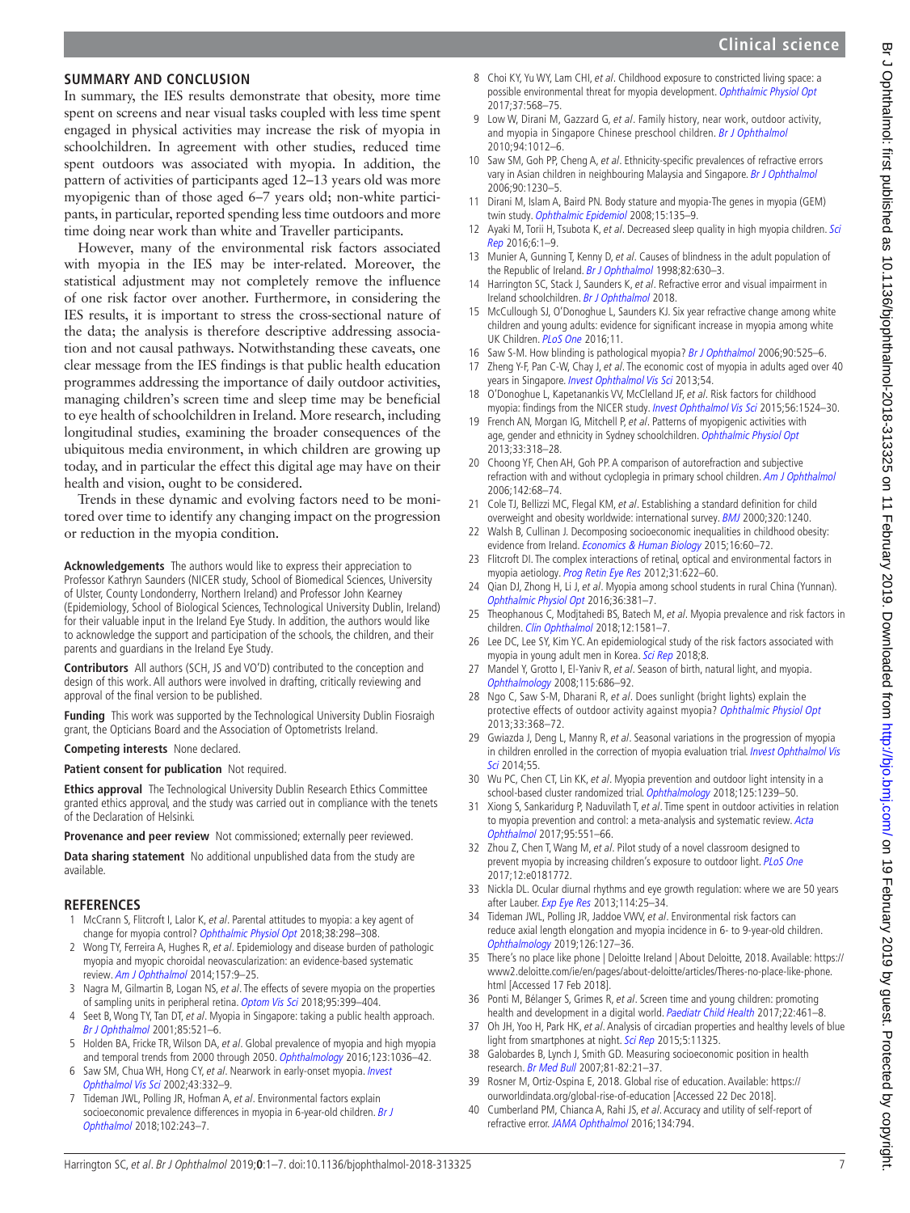## SUMMARY AND CONCLUSION

In summary, the IES results demonstrate that obesity, more time spent on screens and near visual tasks coupled with less time spent engaged in physical activities may increase the risk of myopia in schoolchildren. In agreement with other studies, reduced time spent outdoors was associated with myopia. In addition, the pattern of activities of participants aged 12–13 years old was more myopigenic than of those aged 6–7 years old; non-white participants, in particular, reported spending less time outdoors and more time doing near work than white and Traveller participants.

However, many of the environmental risk factors associated with myopia in the IES may be inter-related. Moreover, the statistical adjustment may not completely remove the influence of one risk factor over another. Furthermore, in considering the IES results, it is important to stress the cross-sectional nature of the data; the analysis is therefore descriptive addressing association and not causal pathways. Notwithstanding these caveats, one clear message from the IES findings is that public health education programmes addressing the importance of daily outdoor activities, managing children's screen time and sleep time may be beneficial to eye health of schoolchildren in Ireland. More research, including longitudinal studies, examining the broader consequences of the ubiquitous media environment, in which children are growing up today, and in particular the effect this digital age may have on their health and vision, ought to be considered.

Trends in these dynamic and evolving factors need to be monitored over time to identify any changing impact on the progression or reduction in the myopia condition.

**Acknowledgements** The authors would like to express their appreciation to Professor Kathryn Saunders (NICER study, School of Biomedical Sciences, University of Ulster, County Londonderry, Northern Ireland) and Professor John Kearney (Epidemiology, School of Biological Sciences, Technological University Dublin, Ireland) for their valuable input in the Ireland Eye Study. In addition, the authors would like to acknowledge the support and participation of the schools, the children, and their parents and guardians in the Ireland Eye Study.

**Contributors** All authors (SCH, JS and VO'D) contributed to the conception and design of this work. All authors were involved in drafting, critically reviewing and approval of the final version to be published.

**Funding** This work was supported by the Technological University Dublin Fiosraigh grant, the Opticians Board and the Association of Optometrists Ireland.

**Competing interests** None declared.

**Patient consent for publication** Not required.

**Ethics approval** The Technological University Dublin Research Ethics Committee granted ethics approval, and the study was carried out in compliance with the tenets of the Declaration of Helsinki.

**Provenance and peer review** Not commissioned; externally peer reviewed.

**Data sharing statement** No additional unpublished data from the study are available.

## REFERENCES

1. McCrann S, Flitcroft I, Lalor K, *et al*. Parental attitudes to myopia: a key agent of change for myopia control? *Ophthalmic Physiol Opt* 2018;38:298–308.
2. Wong TY, Ferreira A, Hughes R, *et al*. Epidemiology and disease burden of pathologic myopia and myopic choroidal neovascularization: an evidence-based systematic review. *Am J Ophthalmol* 2014;157:9–25.
3. Nagra M, Gilmartin B, Logan NS, *et al*. The effects of severe myopia on the properties of sampling units in peripheral retina. *Optom Vis Sci* 2018;95:399–404.
4. Seet B, Wong TY, Tan DT, *et al*. Myopia in Singapore: taking a public health approach. *Br J Ophthalmol* 2001;85:521–6.
5. Holden BA, Fricke TR, Wilson DA, *et al*. Global prevalence of myopia and high myopia and temporal trends from 2000 through 2050. *Ophthalmology* 2016;123:1036–42.
6. Saw SM, Chua WH, Hong CY, *et al*. Nearwork in early-onset myopia. *Invest Ophthalmol Vis Sci* 2002;43:332–9.
7. Tideman JWL, Polling JR, Hofman A, *et al*. Environmental factors explain socioeconomic prevalence differences in myopia in 6-year-old children. *Br J Ophthalmol* 2018;102:243–7.
8. Choi KY, Yu WY, Lam CHI, *et al*. Childhood exposure to constricted living space: a possible environmental threat for myopia development. *Ophthalmic Physiol Opt* 2017;37:568–75.
9. Low W, Dirani M, Gazzard G, *et al*. Family history, near work, outdoor activity, and myopia in Singapore Chinese preschool children. *Br J Ophthalmol* 2010;94:1012–6.
10. Saw SM, Goh PP, Cheng A, *et al*. Ethnicity-specific prevalences of refractive errors vary in Asian children in neighbouring Malaysia and Singapore. *Br J Ophthalmol* 2006;90:1230–5.
11. Dirani M, Islam A, Baird PN. Body stature and myopia-The genes in myopia (GEM) twin study. *Ophthalmic Epidemiol* 2008;15:135–9.
12. Ayaki M, Torii H, Tsubota K, *et al*. Decreased sleep quality in high myopia children. *Sci Rep* 2016;6:1–9.
13. Munier A, Gunning T, Kenny D, *et al*. Causes of blindness in the adult population of the Republic of Ireland. *Br J Ophthalmol* 1998;82:630–3.
14. Harrington SC, Stack J, Saunders K, *et al*. Refractive error and visual impairment in Ireland schoolchildren. *Br J Ophthalmol* 2018.
15. McCullough SJ, O'Donoghue L, Saunders KJ. Six year refractive change among white children and young adults: evidence for significant increase in myopia among white UK Children. *PLoS One* 2016;11.
16. Saw S-M. How blinding is pathological myopia? *Br J Ophthalmol* 2006;90:525–6.
17. Zheng Y-F, Pan C-W, Chay J, *et al*. The economic cost of myopia in adults aged over 40 years in Singapore. *Invest Ophthalmol Vis Sci* 2013;54.
18. O'Donoghue L, Kapetanankis VV, McClelland JF, *et al*. Risk factors for childhood myopia: findings from the NICER study. *Invest Ophthalmol Vis Sci* 2015;56:1524–30.
19. French AN, Morgan IG, Mitchell P, *et al*. Patterns of myopigenic activities with age, gender and ethnicity in Sydney schoolchildren. *Ophthalmic Physiol Opt* 2013;33:318–28.
20. Choong YF, Chen AH, Goh PP. A comparison of autorefraction and subjective refraction with and without cycloplegia in primary school children. *Am J Ophthalmol* 2006;142:68–74.
21. Cole TJ, Bellizzi MC, Flegal KM, *et al*. Establishing a standard definition for child overweight and obesity worldwide: international survey. *BMJ* 2000;320:1240.
22. Walsh B, Cullinan J. Decomposing socioeconomic inequalities in childhood obesity: evidence from Ireland. *Economics & Human Biology* 2015;16:60–72.
23. Flitcroft DI. The complex interactions of retinal, optical and environmental factors in myopia aetiology. *Prog Retin Eye Res* 2012;31:622–60.
24. Qian DJ, Zhong H, Li J, *et al*. Myopia among school students in rural China (Yunnan). *Ophthalmic Physiol Opt* 2016;36:381–7.
25. Theophanous C, Modjtahedi BS, Batech M, *et al*. Myopia prevalence and risk factors in children. *Clin Ophthalmol* 2018;12:1581–7.
26. Lee DC, Lee SY, Kim YC. An epidemiological study of the risk factors associated with myopia in young adult men in Korea. *Sci Rep* 2018;8.
27. Mandel Y, Grotto I, El-Yaniv R, *et al*. Season of birth, natural light, and myopia. *Ophthalmology* 2008;115:686–92.
28. Ngo C, Saw S-M, Dharani R, *et al*. Does sunlight (bright lights) explain the protective effects of outdoor activity against myopia? *Ophthalmic Physiol Opt* 2013;33:368–72.
29. Gwiazda J, Deng L, Manny R, *et al*. Seasonal variations in the progression of myopia in children enrolled in the correction of myopia evaluation trial. *Invest Ophthalmol Vis Sci* 2014;55.
30. Wu PC, Chen CT, Lin KK, *et al*. Myopia prevention and outdoor light intensity in a school-based cluster randomized trial. *Ophthalmology* 2018;125:1239–50.
31. Xiong S, Sankaridurg P, Naduvilath T, *et al*. Time spent in outdoor activities in relation to myopia prevention and control: a meta-analysis and systematic review. *Acta Ophthalmol* 2017;95:551–66.
32. Zhou Z, Chen T, Wang M, *et al*. Pilot study of a novel classroom designed to prevent myopia by increasing children's exposure to outdoor light. *PLoS One* 2017;12:e0181772.
33. Nickla DL. Ocular diurnal rhythms and eye growth regulation: where we are 50 years after Lauber. *Exp Eye Res* 2013;114:25–34.
34. Tideman JWL, Polling JR, Jaddoe VWV, *et al*. Environmental risk factors can reduce axial length elongation and myopia incidence in 6- to 9-year-old children. *Ophthalmology* 2019;126:127–36.
35. There's no place like phone | Deloitte Ireland | About Deloitte, 2018. Available: https://www2.deloitte.com/ie/en/pages/about-deloitte/articles/Theres-no-place-like-phone.html [Accessed 17 Feb 2018].
36. Ponti M, Bélanger S, Grimes R, *et al*. Screen time and young children: promoting health and development in a digital world. *Paediatr Child Health* 2017;22:461–8.
37. Oh JH, Yoo H, Park HK, *et al*. Analysis of circadian properties and healthy levels of blue light from smartphones at night. *Sci Rep* 2015;5:11325.
38. Galobardes B, Lynch J, Smith GD. Measuring socioeconomic position in health research. *Br Med Bull* 2007;81-82:21–37.
39. Rosner M, Ortiz-Ospina E, 2018. Global rise of education. Available: https://ourworldindata.org/global-rise-of-education [Accessed 22 Dec 2018].
40. Cumberland PM, Chianca A, Rahi JS, *et al*. Accuracy and utility of self-report of refractive error. *JAMA Ophthalmol* 2016;134:794.